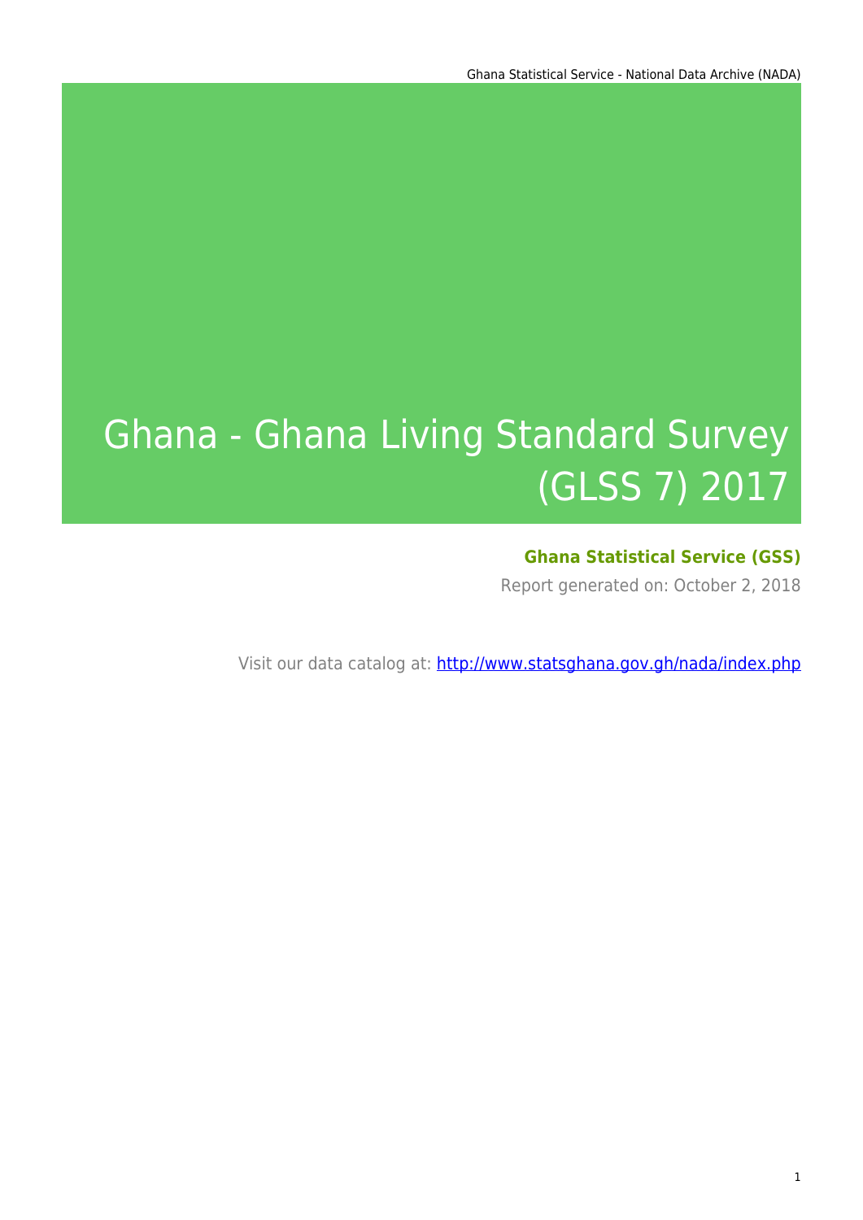# Ghana - Ghana Living Standard Survey (GLSS 7) 2017

**Ghana Statistical Service (GSS)**

Report generated on: October 2, 2018

Visit our data catalog at: http://www.statsghana.gov.gh/nada/index.php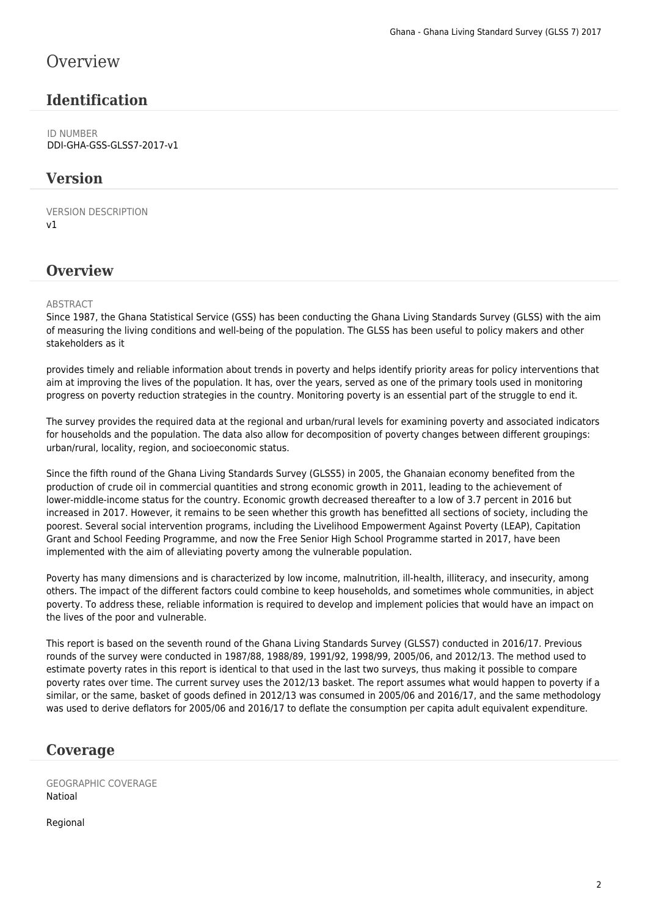# Overview

## Identification

ID NUMBER
DDI-GHA-GSS-GLSS7-2017-v1

## Version

VERSION DESCRIPTION
v1

## Overview

ABSTRACT
Since 1987, the Ghana Statistical Service (GSS) has been conducting the Ghana Living Standards Survey (GLSS) with the aim of measuring the living conditions and well-being of the population. The GLSS has been useful to policy makers and other stakeholders as it

provides timely and reliable information about trends in poverty and helps identify priority areas for policy interventions that aim at improving the lives of the population. It has, over the years, served as one of the primary tools used in monitoring progress on poverty reduction strategies in the country. Monitoring poverty is an essential part of the struggle to end it.

The survey provides the required data at the regional and urban/rural levels for examining poverty and associated indicators for households and the population. The data also allow for decomposition of poverty changes between different groupings: urban/rural, locality, region, and socioeconomic status.

Since the fifth round of the Ghana Living Standards Survey (GLSS5) in 2005, the Ghanaian economy benefited from the production of crude oil in commercial quantities and strong economic growth in 2011, leading to the achievement of lower-middle-income status for the country. Economic growth decreased thereafter to a low of 3.7 percent in 2016 but increased in 2017. However, it remains to be seen whether this growth has benefitted all sections of society, including the poorest. Several social intervention programs, including the Livelihood Empowerment Against Poverty (LEAP), Capitation Grant and School Feeding Programme, and now the Free Senior High School Programme started in 2017, have been implemented with the aim of alleviating poverty among the vulnerable population.

Poverty has many dimensions and is characterized by low income, malnutrition, ill-health, illiteracy, and insecurity, among others. The impact of the different factors could combine to keep households, and sometimes whole communities, in abject poverty. To address these, reliable information is required to develop and implement policies that would have an impact on the lives of the poor and vulnerable.

This report is based on the seventh round of the Ghana Living Standards Survey (GLSS7) conducted in 2016/17. Previous rounds of the survey were conducted in 1987/88, 1988/89, 1991/92, 1998/99, 2005/06, and 2012/13. The method used to estimate poverty rates in this report is identical to that used in the last two surveys, thus making it possible to compare poverty rates over time. The current survey uses the 2012/13 basket. The report assumes what would happen to poverty if a similar, or the same, basket of goods defined in 2012/13 was consumed in 2005/06 and 2016/17, and the same methodology was used to derive deflators for 2005/06 and 2016/17 to deflate the consumption per capita adult equivalent expenditure.

## Coverage

GEOGRAPHIC COVERAGE
Natioal

Regional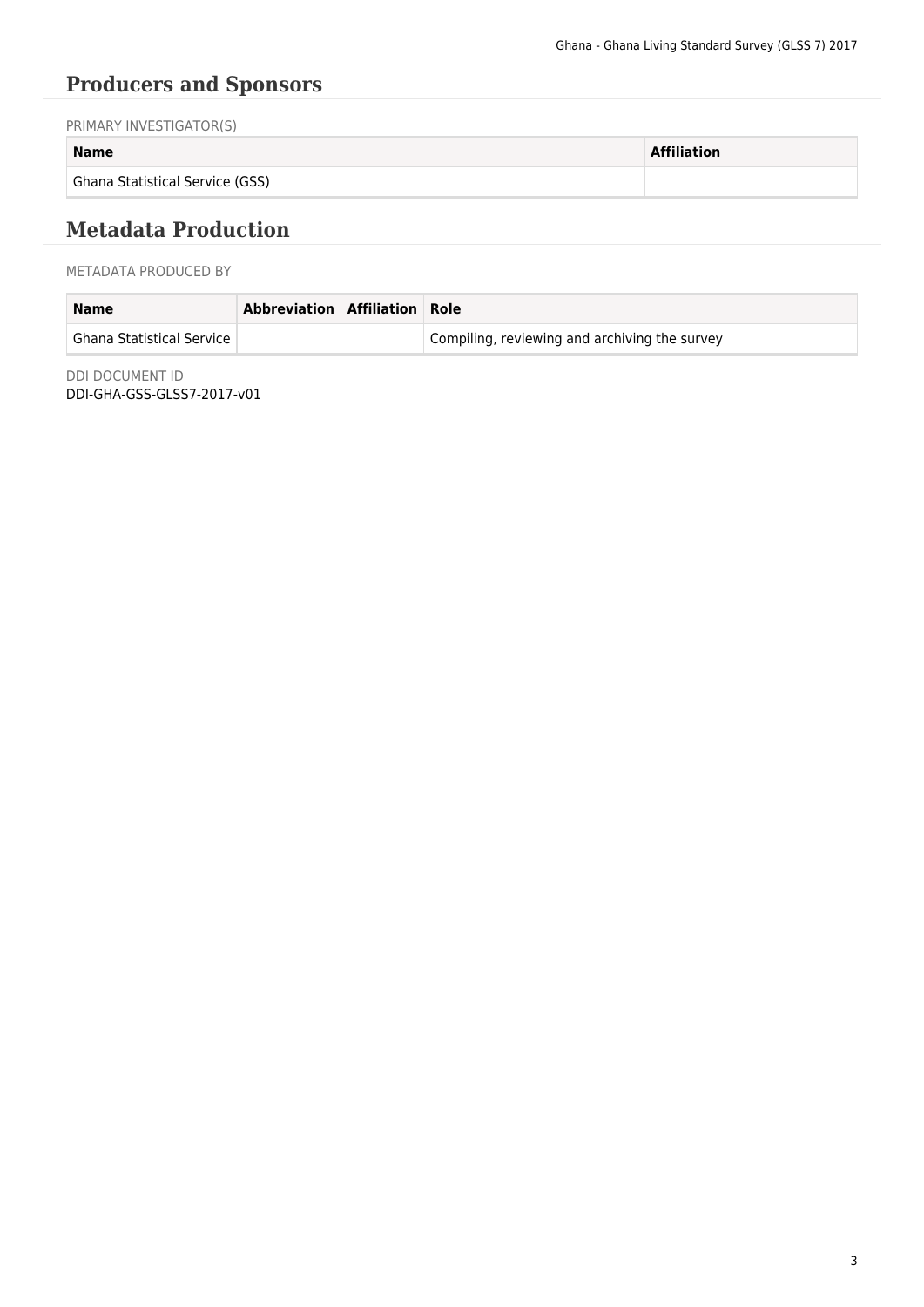## Producers and Sponsors

PRIMARY INVESTIGATOR(S)

| Name | Affiliation |
| --- | --- |
| Ghana Statistical Service (GSS) | |

## Metadata Production

METADATA PRODUCED BY

| Name | Abbreviation | Affiliation | Role |
| --- | --- | --- | --- |
| Ghana Statistical Service | | | Compiling, reviewing and archiving the survey |

DDI DOCUMENT ID
DDI-GHA-GSS-GLSS7-2017-v01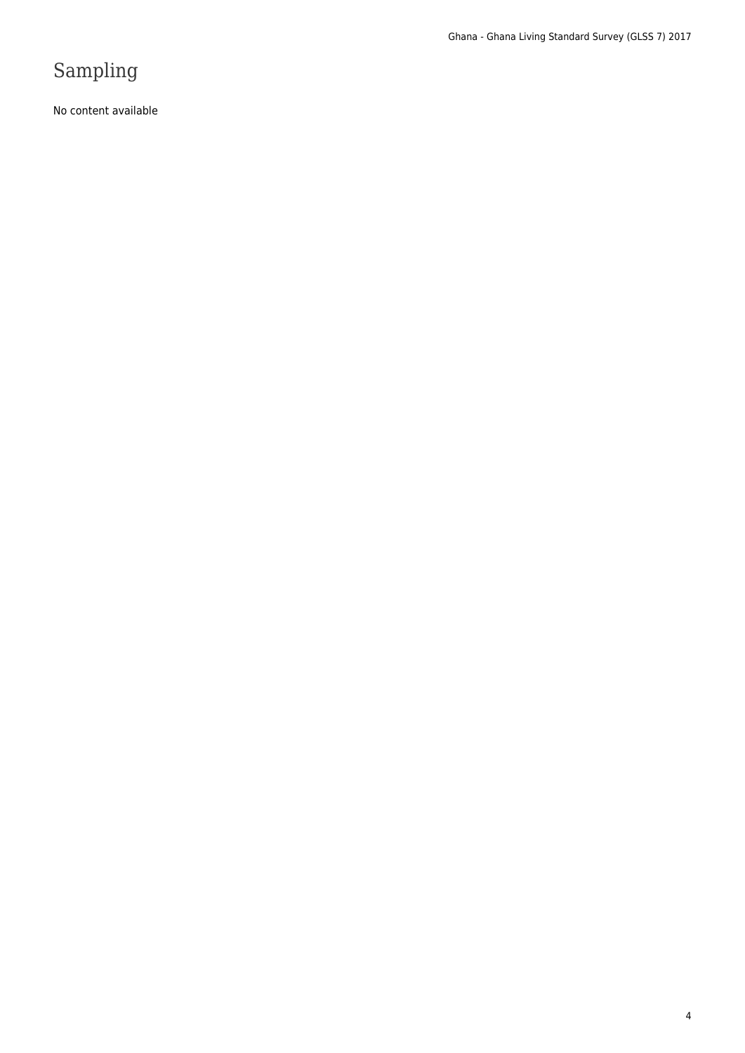# Sampling

No content available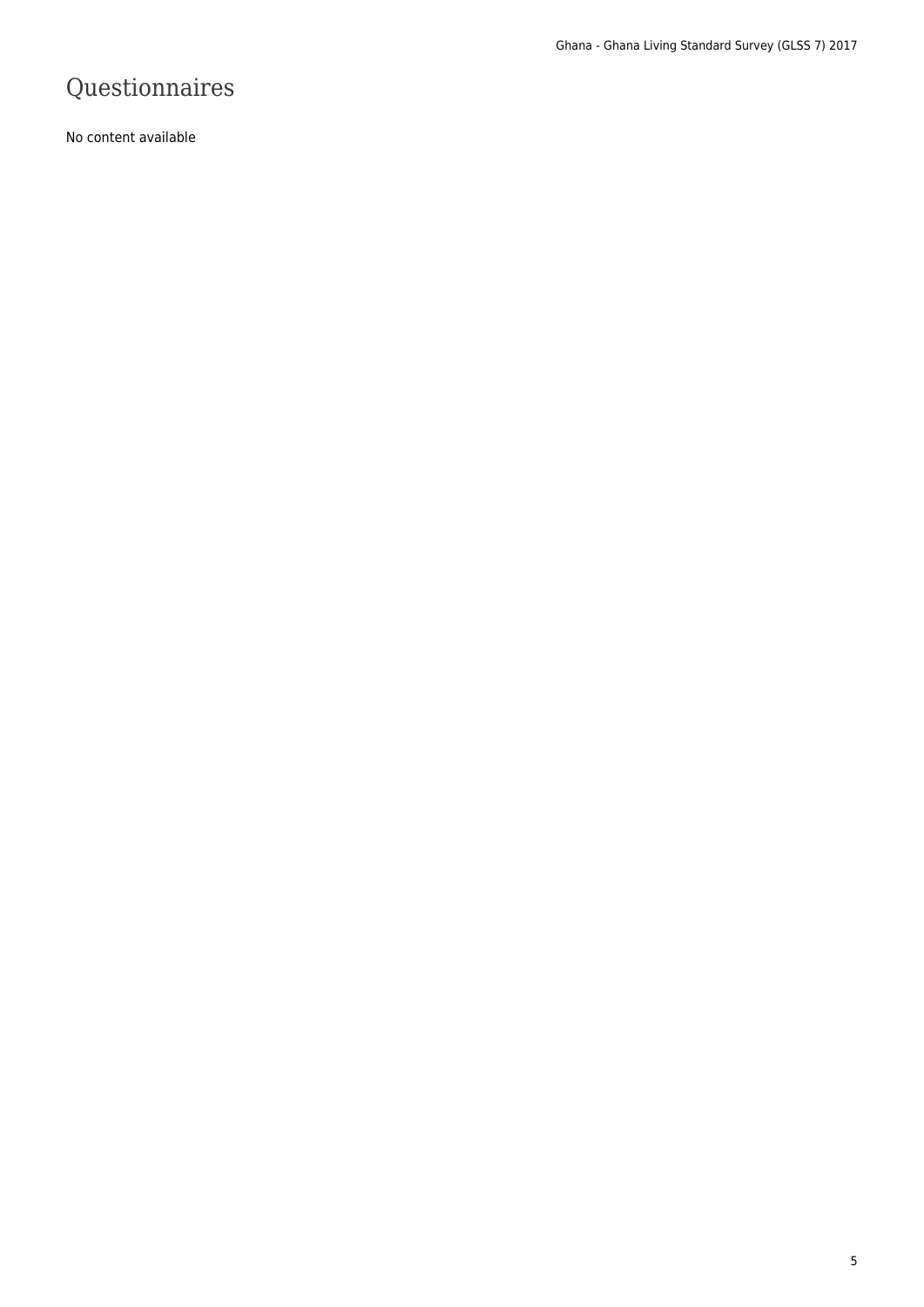# Questionnaires

No content available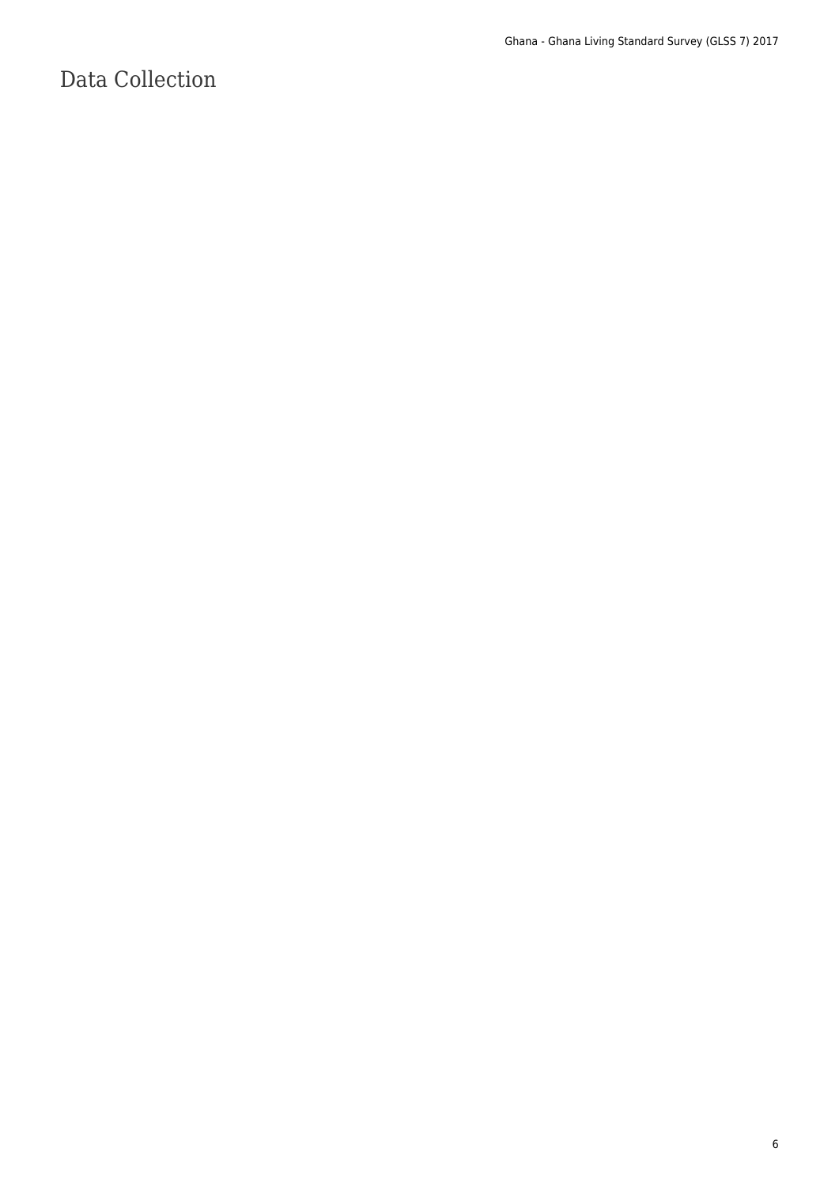# Data Collection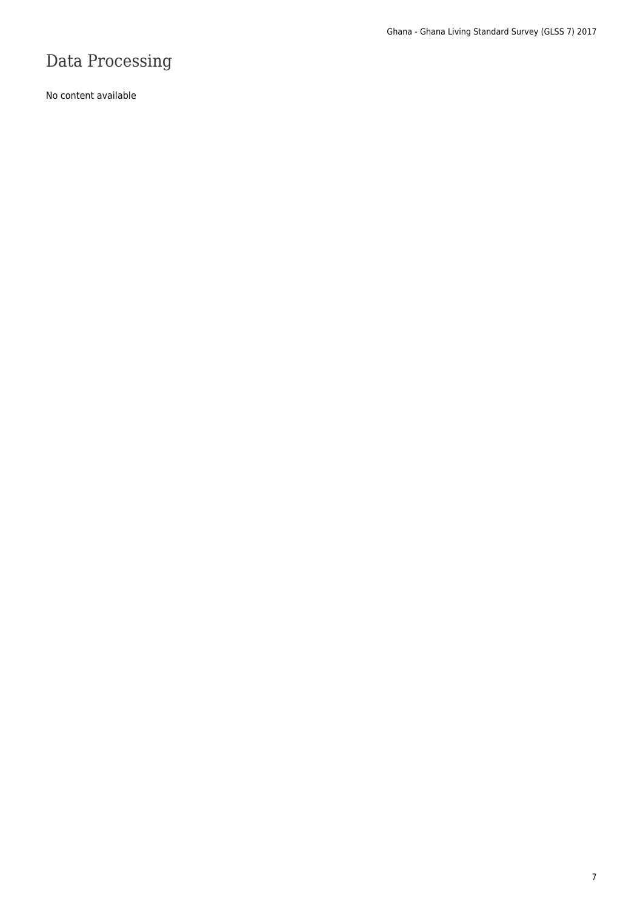# Data Processing

No content available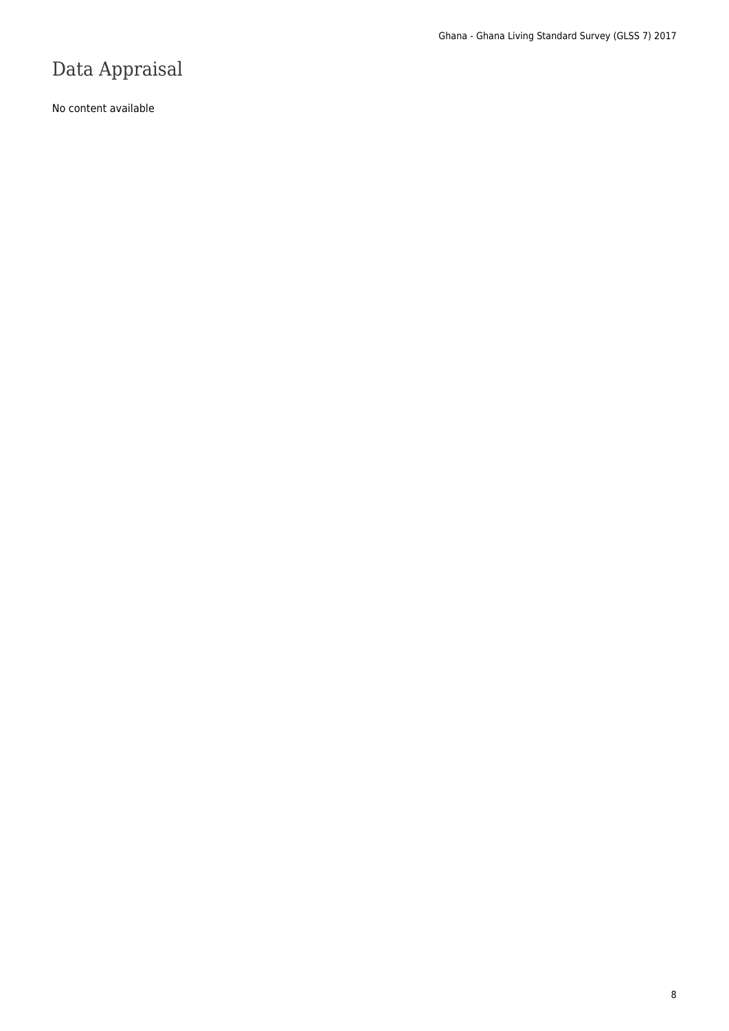# Data Appraisal

No content available